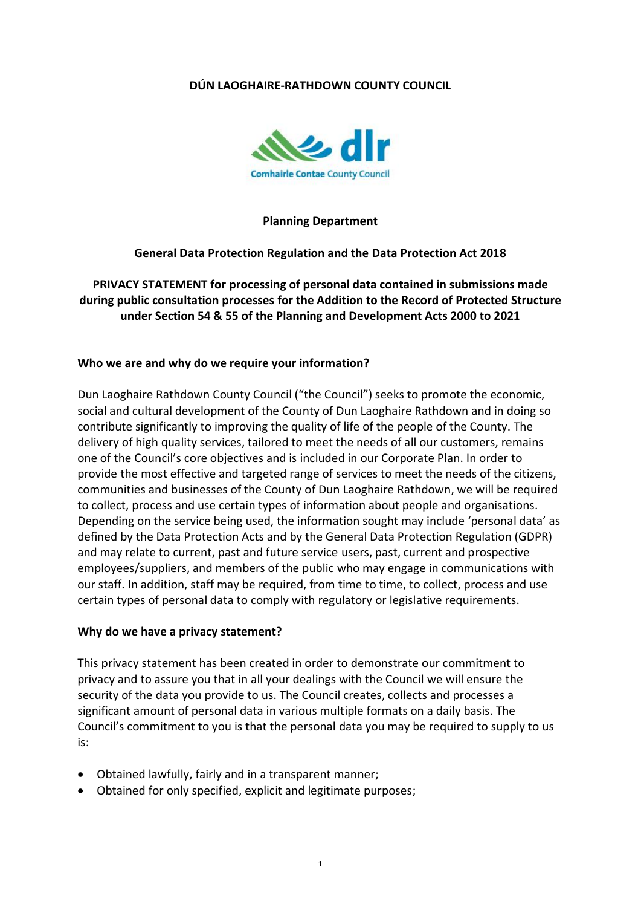# DÚN LAOGHAIRE-RATHDOWN COUNTY COUNCIL

## Planning Department

## General Data Protection Regulation and the Data Protection Act 2018

## PRIVACY STATEMENT for processing of personal data contained in submissions made during public consultation processes for the Addition to the Record of Protected Structure under Section 54 & 55 of the Planning and Development Acts 2000 to 2021

### Who we are and why do we require your information?

Dun Laoghaire Rathdown County Council ("the Council") seeks to promote the economic, social and cultural development of the County of Dun Laoghaire Rathdown and in doing so contribute significantly to improving the quality of life of the people of the County. The delivery of high quality services, tailored to meet the needs of all our customers, remains one of the Council's core objectives and is included in our Corporate Plan. In order to provide the most effective and targeted range of services to meet the needs of the citizens, communities and businesses of the County of Dun Laoghaire Rathdown, we will be required to collect, process and use certain types of information about people and organisations. Depending on the service being used, the information sought may include 'personal data' as defined by the Data Protection Acts and by the General Data Protection Regulation (GDPR) and may relate to current, past and future service users, past, current and prospective employees/suppliers, and members of the public who may engage in communications with our staff. In addition, staff may be required, from time to time, to collect, process and use certain types of personal data to comply with regulatory or legislative requirements.

### Why do we have a privacy statement?

This privacy statement has been created in order to demonstrate our commitment to privacy and to assure you that in all your dealings with the Council we will ensure the security of the data you provide to us. The Council creates, collects and processes a significant amount of personal data in various multiple formats on a daily basis. The Council's commitment to you is that the personal data you may be required to supply to us is:

- Obtained lawfully, fairly and in a transparent manner;
- Obtained for only specified, explicit and legitimate purposes;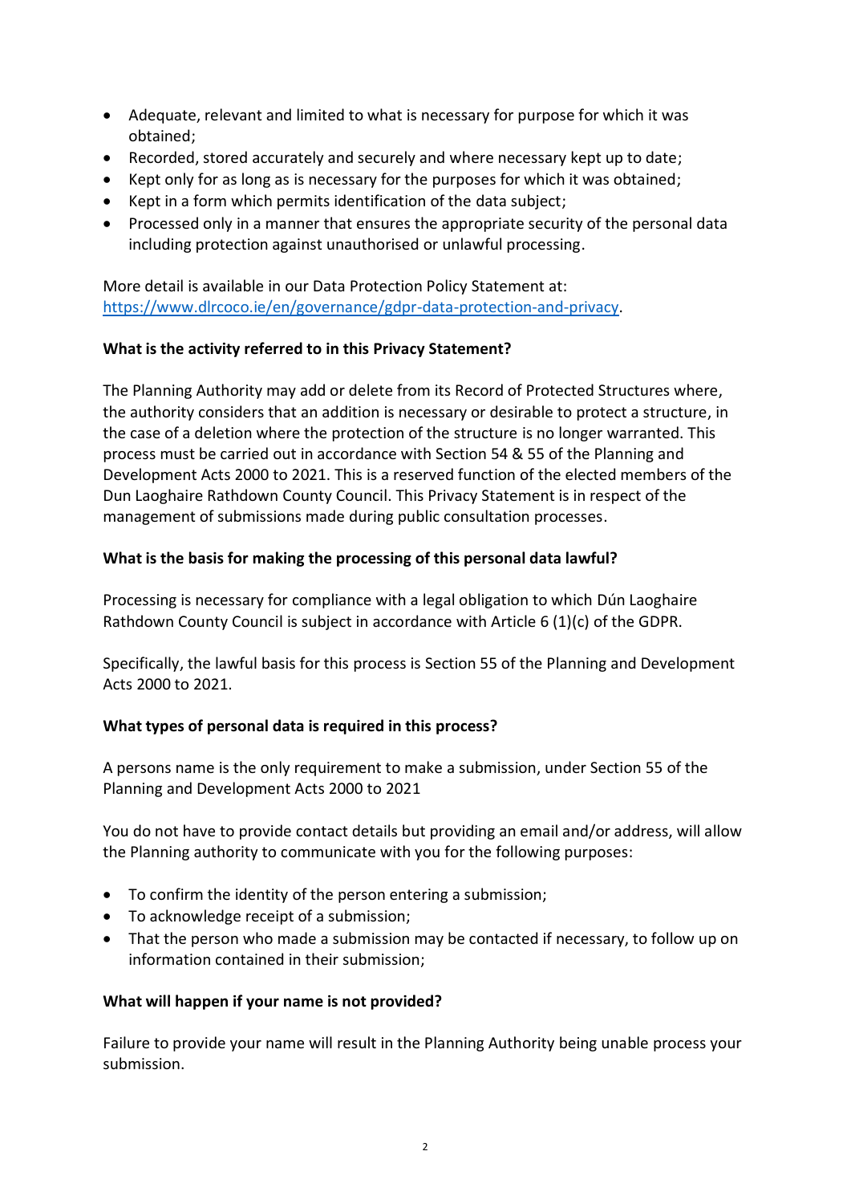- Adequate, relevant and limited to what is necessary for purpose for which it was obtained;
- Recorded, stored accurately and securely and where necessary kept up to date;
- Kept only for as long as is necessary for the purposes for which it was obtained;
- Kept in a form which permits identification of the data subject;
- Processed only in a manner that ensures the appropriate security of the personal data including protection against unauthorised or unlawful processing.

More detail is available in our Data Protection Policy Statement at: [https://www.dlrcoco.ie/en/governance/gdpr-data-protection-and-privacy](https://www.dlrcoco.ie/en/governance/gdpr-data-protection-and-privacy).

**What is the activity referred to in this Privacy Statement?**

The Planning Authority may add or delete from its Record of Protected Structures where, the authority considers that an addition is necessary or desirable to protect a structure, in the case of a deletion where the protection of the structure is no longer warranted. This process must be carried out in accordance with Section 54 & 55 of the Planning and Development Acts 2000 to 2021. This is a reserved function of the elected members of the Dun Laoghaire Rathdown County Council. This Privacy Statement is in respect of the management of submissions made during public consultation processes.

**What is the basis for making the processing of this personal data lawful?**

Processing is necessary for compliance with a legal obligation to which Dún Laoghaire Rathdown County Council is subject in accordance with Article 6 (1)(c) of the GDPR.

Specifically, the lawful basis for this process is Section 55 of the Planning and Development Acts 2000 to 2021.

**What types of personal data is required in this process?**

A persons name is the only requirement to make a submission, under Section 55 of the Planning and Development Acts 2000 to 2021

You do not have to provide contact details but providing an email and/or address, will allow the Planning authority to communicate with you for the following purposes:

- To confirm the identity of the person entering a submission;
- To acknowledge receipt of a submission;
- That the person who made a submission may be contacted if necessary, to follow up on information contained in their submission;

**What will happen if your name is not provided?**

Failure to provide your name will result in the Planning Authority being unable process your submission.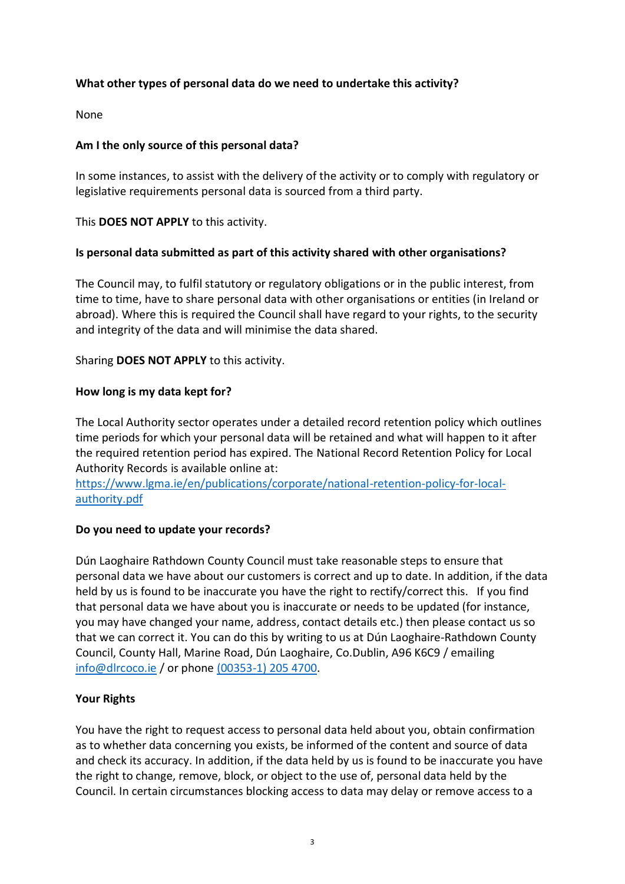**What other types of personal data do we need to undertake this activity?**

None

**Am I the only source of this personal data?**

In some instances, to assist with the delivery of the activity or to comply with regulatory or legislative requirements personal data is sourced from a third party.

This **DOES NOT APPLY** to this activity.

**Is personal data submitted as part of this activity shared with other organisations?**

The Council may, to fulfil statutory or regulatory obligations or in the public interest, from time to time, have to share personal data with other organisations or entities (in Ireland or abroad). Where this is required the Council shall have regard to your rights, to the security and integrity of the data and will minimise the data shared.

Sharing **DOES NOT APPLY** to this activity.

**How long is my data kept for?**

The Local Authority sector operates under a detailed record retention policy which outlines time periods for which your personal data will be retained and what will happen to it after the required retention period has expired. The National Record Retention Policy for Local Authority Records is available online at: [https://www.lgma.ie/en/publications/corporate/national-retention-policy-for-local-authority.pdf](https://www.lgma.ie/en/publications/corporate/national-retention-policy-for-local-authority.pdf)

**Do you need to update your records?**

Dún Laoghaire Rathdown County Council must take reasonable steps to ensure that personal data we have about our customers is correct and up to date. In addition, if the data held by us is found to be inaccurate you have the right to rectify/correct this. If you find that personal data we have about you is inaccurate or needs to be updated (for instance, you may have changed your name, address, contact details etc.) then please contact us so that we can correct it. You can do this by writing to us at Dún Laoghaire-Rathdown County Council, County Hall, Marine Road, Dún Laoghaire, Co.Dublin, A96 K6C9 / emailing info@dlrcoco.ie / or phone (00353-1) 205 4700.

**Your Rights**

You have the right to request access to personal data held about you, obtain confirmation as to whether data concerning you exists, be informed of the content and source of data and check its accuracy. In addition, if the data held by us is found to be inaccurate you have the right to change, remove, block, or object to the use of, personal data held by the Council. In certain circumstances blocking access to data may delay or remove access to a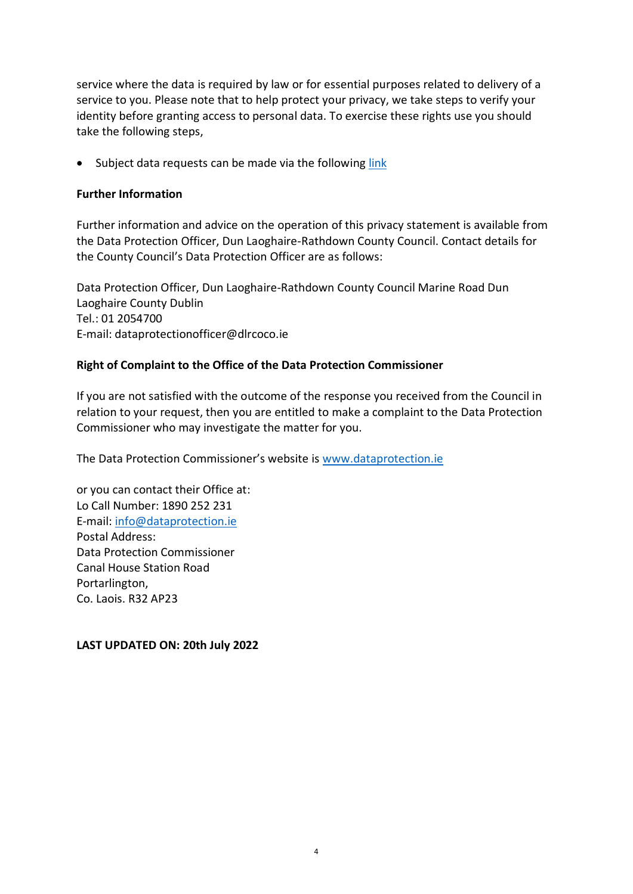service where the data is required by law or for essential purposes related to delivery of a service to you. Please note that to help protect your privacy, we take steps to verify your identity before granting access to personal data. To exercise these rights use you should take the following steps,

- Subject data requests can be made via the following link

**Further Information**

Further information and advice on the operation of this privacy statement is available from the Data Protection Officer, Dun Laoghaire-Rathdown County Council. Contact details for the County Council's Data Protection Officer are as follows:

Data Protection Officer, Dun Laoghaire-Rathdown County Council Marine Road Dun Laoghaire County Dublin
Tel.: 01 2054700
E-mail: dataprotectionofficer@dlrcoco.ie

**Right of Complaint to the Office of the Data Protection Commissioner**

If you are not satisfied with the outcome of the response you received from the Council in relation to your request, then you are entitled to make a complaint to the Data Protection Commissioner who may investigate the matter for you.

The Data Protection Commissioner's website is www.dataprotection.ie

or you can contact their Office at:
Lo Call Number: 1890 252 231
E-mail: info@dataprotection.ie
Postal Address:
Data Protection Commissioner
Canal House Station Road
Portarlington,
Co. Laois. R32 AP23

**LAST UPDATED ON: 20th July 2022**